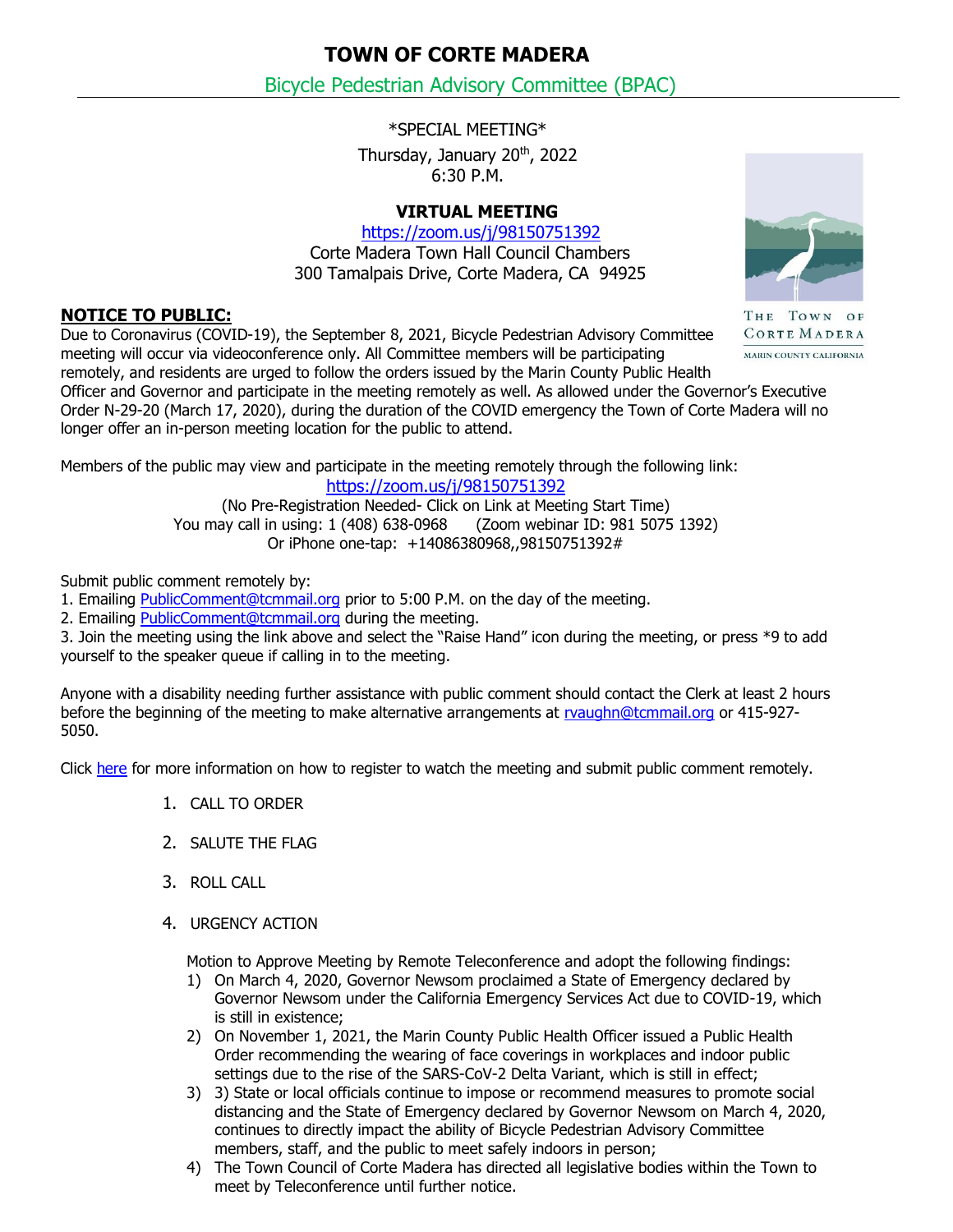# TOWN OF CORTE MADERA

## Bicycle Pedestrian Advisory Committee (BPAC)

\*SPECIAL MEETING\*

Thursday, January 20th, 2022
6:30 P.M.

**VIRTUAL MEETING**

https://zoom.us/j/98150751392

Corte Madera Town Hall Council Chambers
300 Tamalpais Drive, Corte Madera, CA 94925

THE TOWN OF CORTE MADERA
MARIN COUNTY CALIFORNIA

**NOTICE TO PUBLIC:**

Due to Coronavirus (COVID-19), the September 8, 2021, Bicycle Pedestrian Advisory Committee meeting will occur via videoconference only. All Committee members will be participating remotely, and residents are urged to follow the orders issued by the Marin County Public Health Officer and Governor and participate in the meeting remotely as well. As allowed under the Governor's Executive Order N-29-20 (March 17, 2020), during the duration of the COVID emergency the Town of Corte Madera will no longer offer an in-person meeting location for the public to attend.

Members of the public may view and participate in the meeting remotely through the following link:

https://zoom.us/j/98150751392

(No Pre-Registration Needed- Click on Link at Meeting Start Time)
You may call in using: 1 (408) 638-0968 (Zoom webinar ID: 981 5075 1392)
Or iPhone one-tap: +14086380968,,98150751392#

Submit public comment remotely by:

1. Emailing PublicComment@tcmmail.org prior to 5:00 P.M. on the day of the meeting.
2. Emailing PublicComment@tcmmail.org during the meeting.
3. Join the meeting using the link above and select the "Raise Hand" icon during the meeting, or press *9 to add yourself to the speaker queue if calling in to the meeting.

Anyone with a disability needing further assistance with public comment should contact the Clerk at least 2 hours before the beginning of the meeting to make alternative arrangements at rvaughn@tcmmail.org or 415-927-5050.

Click here for more information on how to register to watch the meeting and submit public comment remotely.

1. CALL TO ORDER
2. SALUTE THE FLAG
3. ROLL CALL
4. URGENCY ACTION

   Motion to Approve Meeting by Remote Teleconference and adopt the following findings:

   1) On March 4, 2020, Governor Newsom proclaimed a State of Emergency declared by Governor Newsom under the California Emergency Services Act due to COVID-19, which is still in existence;
   2) On November 1, 2021, the Marin County Public Health Officer issued a Public Health Order recommending the wearing of face coverings in workplaces and indoor public settings due to the rise of the SARS-CoV-2 Delta Variant, which is still in effect;
   3) 3) State or local officials continue to impose or recommend measures to promote social distancing and the State of Emergency declared by Governor Newsom on March 4, 2020, continues to directly impact the ability of Bicycle Pedestrian Advisory Committee members, staff, and the public to meet safely indoors in person;
   4) The Town Council of Corte Madera has directed all legislative bodies within the Town to meet by Teleconference until further notice.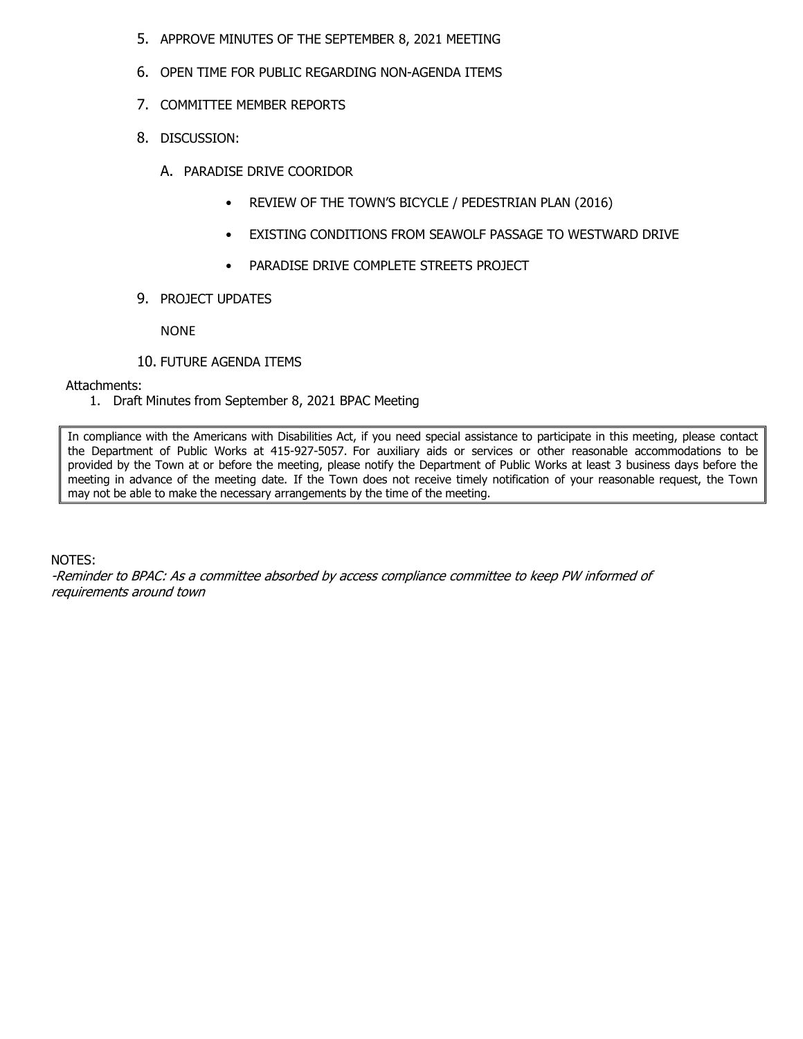5. APPROVE MINUTES OF THE SEPTEMBER 8, 2021 MEETING

6. OPEN TIME FOR PUBLIC REGARDING NON-AGENDA ITEMS

7. COMMITTEE MEMBER REPORTS

8. DISCUSSION:

   A. PARADISE DRIVE COORIDOR

      - REVIEW OF THE TOWN'S BICYCLE / PEDESTRIAN PLAN (2016)
      - EXISTING CONDITIONS FROM SEAWOLF PASSAGE TO WESTWARD DRIVE
      - PARADISE DRIVE COMPLETE STREETS PROJECT

9. PROJECT UPDATES

   NONE

10. FUTURE AGENDA ITEMS

Attachments:

1. Draft Minutes from September 8, 2021 BPAC Meeting

> In compliance with the Americans with Disabilities Act, if you need special assistance to participate in this meeting, please contact the Department of Public Works at 415-927-5057. For auxiliary aids or services or other reasonable accommodations to be provided by the Town at or before the meeting, please notify the Department of Public Works at least 3 business days before the meeting in advance of the meeting date. If the Town does not receive timely notification of your reasonable request, the Town may not be able to make the necessary arrangements by the time of the meeting.

NOTES:

*-Reminder to BPAC: As a committee absorbed by access compliance committee to keep PW informed of requirements around town*